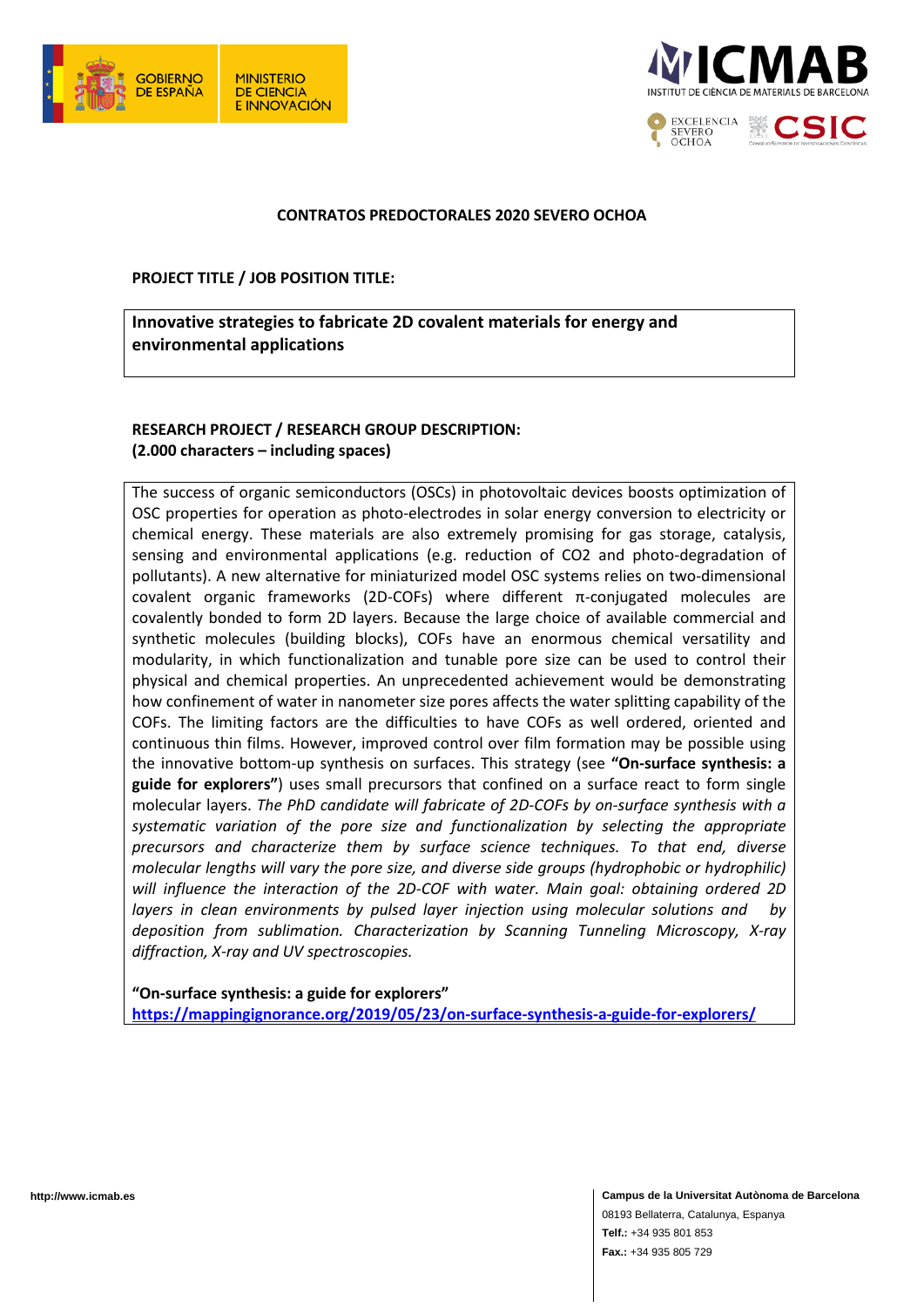**CONTRATOS PREDOCTORALES 2020 SEVERO OCHOA**

**PROJECT TITLE / JOB POSITION TITLE:**

**Innovative strategies to fabricate 2D covalent materials for energy and environmental applications**

**RESEARCH PROJECT / RESEARCH GROUP DESCRIPTION:**
**(2.000 characters – including spaces)**

The success of organic semiconductors (OSCs) in photovoltaic devices boosts optimization of OSC properties for operation as photo-electrodes in solar energy conversion to electricity or chemical energy. These materials are also extremely promising for gas storage, catalysis, sensing and environmental applications (e.g. reduction of $CO_2$ and photo-degradation of pollutants). A new alternative for miniaturized model OSC systems relies on two-dimensional covalent organic frameworks (2D-COFs) where different π-conjugated molecules are covalently bonded to form 2D layers. Because the large choice of available commercial and synthetic molecules (building blocks), COFs have an enormous chemical versatility and modularity, in which functionalization and tunable pore size can be used to control their physical and chemical properties. An unprecedented achievement would be demonstrating how confinement of water in nanometer size pores affects the water splitting capability of the COFs. The limiting factors are the difficulties to have COFs as well ordered, oriented and continuous thin films. However, improved control over film formation may be possible using the innovative bottom-up synthesis on surfaces. This strategy (see **"On-surface synthesis: a guide for explorers"**) uses small precursors that confined on a surface react to form single molecular layers. *The PhD candidate will fabricate of 2D-COFs by on-surface synthesis with a systematic variation of the pore size and functionalization by selecting the appropriate precursors and characterize them by surface science techniques. To that end, diverse molecular lengths will vary the pore size, and diverse side groups (hydrophobic or hydrophilic) will influence the interaction of the 2D-COF with water. Main goal: obtaining ordered 2D layers in clean environments by pulsed layer injection using molecular solutions and by deposition from sublimation. Characterization by Scanning Tunneling Microscopy, X-ray diffraction, X-ray and UV spectroscopies.*

**"On-surface synthesis: a guide for explorers"**
[https://mappingignorance.org/2019/05/23/on-surface-synthesis-a-guide-for-explorers/](https://mappingignorance.org/2019/05/23/on-surface-synthesis-a-guide-for-explorers/)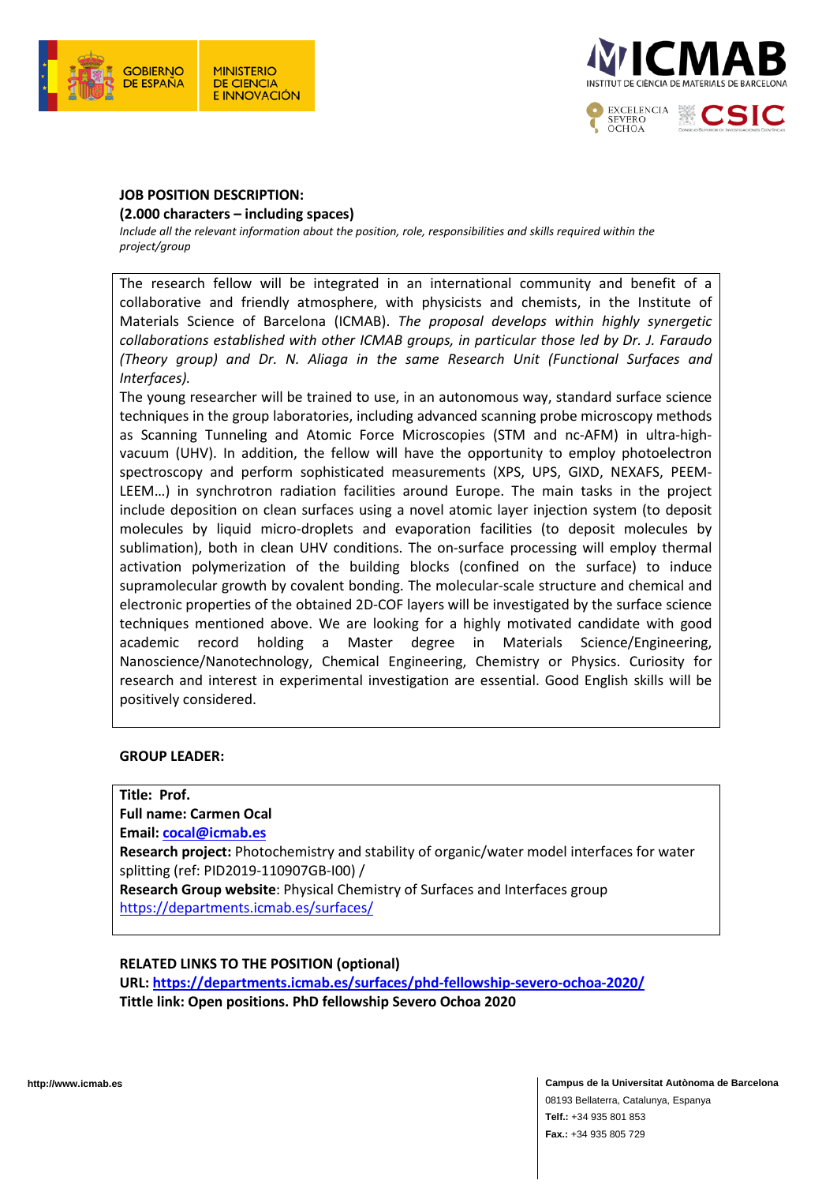**JOB POSITION DESCRIPTION:**

**(2.000 characters – including spaces)**

*Include all the relevant information about the position, role, responsibilities and skills required within the project/group*

The research fellow will be integrated in an international community and benefit of a collaborative and friendly atmosphere, with physicists and chemists, in the Institute of Materials Science of Barcelona (ICMAB). *The proposal develops within highly synergetic collaborations established with other ICMAB groups, in particular those led by Dr. J. Faraudo (Theory group) and Dr. N. Aliaga in the same Research Unit (Functional Surfaces and Interfaces).*

The young researcher will be trained to use, in an autonomous way, standard surface science techniques in the group laboratories, including advanced scanning probe microscopy methods as Scanning Tunneling and Atomic Force Microscopes (STM and nc-AFM) in ultra-high-vacuum (UHV). In addition, the fellow will have the opportunity to employ photoelectron spectroscopy and perform sophisticated measurements (XPS, UPS, GIXD, NEXAFS, PEEM-LEEM…) in synchrotron radiation facilities around Europe. The main tasks in the project include deposition on clean surfaces using a novel atomic layer injection system (to deposit molecules by liquid micro-droplets and evaporation facilities (to deposit molecules by sublimation), both in clean UHV conditions. The on-surface processing will employ thermal activation polymerization of the building blocks (confined on the surface) to induce supramolecular growth by covalent bonding. The molecular-scale structure and chemical and electronic properties of the obtained 2D-COF layers will be investigated by the surface science techniques mentioned above. We are looking for a highly motivated candidate with good academic record holding a Master degree in Materials Science/Engineering, Nanoscience/Nanotechnology, Chemical Engineering, Chemistry or Physics. Curiosity for research and interest in experimental investigation are essential. Good English skills will be positively considered.

**GROUP LEADER:**

**Title: Prof.**
**Full name: Carmen Ocal**
**Email: cocal@icmab.es**
**Research project:** Photochemistry and stability of organic/water model interfaces for water splitting (ref: PID2019-110907GB-I00) /
**Research Group website**: Physical Chemistry of Surfaces and Interfaces group
https://departments.icmab.es/surfaces/

**RELATED LINKS TO THE POSITION (optional)**
**URL: https://departments.icmab.es/surfaces/phd-fellowship-severo-ochoa-2020/**
**Tittle link: Open positions. PhD fellowship Severo Ochoa 2020**